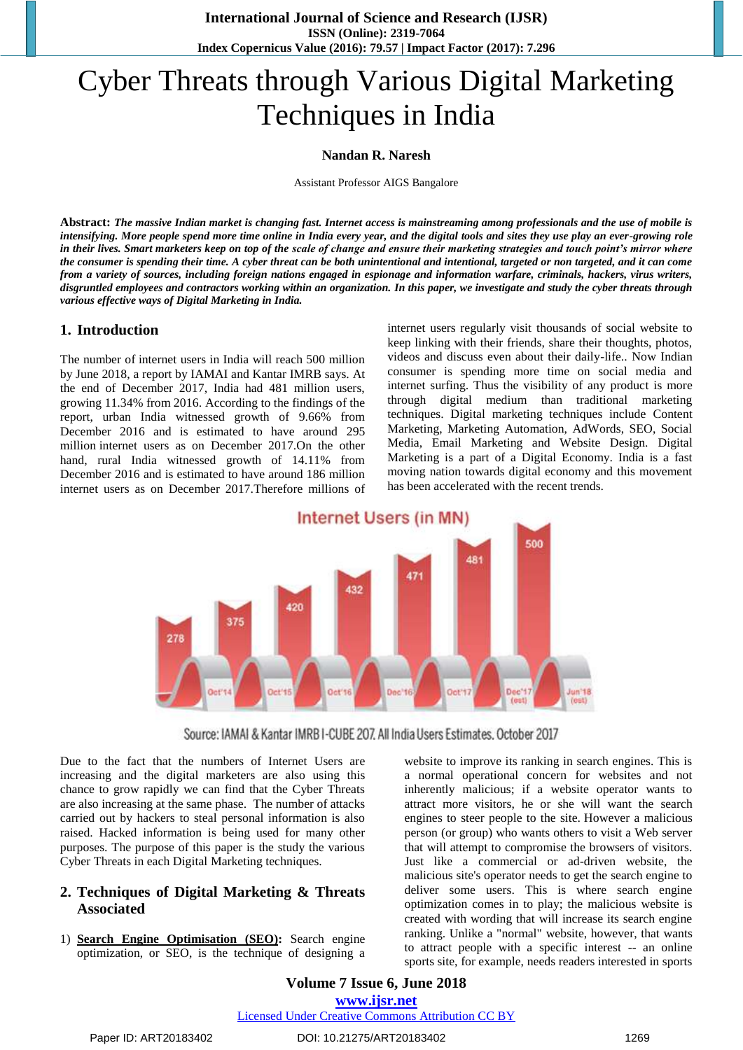# Cyber Threats through Various Digital Marketing Techniques in India

**Nandan R. Naresh**

Assistant Professor AIGS Bangalore

**Abstract:** ***The massive Indian market is changing fast. Internet access is mainstreaming among professionals and the use of mobile is intensifying. More people spend more time online in India every year, and the digital tools and sites they use play an ever-growing role in their lives. Smart marketers keep on top of the scale of change and ensure their marketing strategies and touch point's mirror where the consumer is spending their time. A cyber threat can be both unintentional and intentional, targeted or non targeted, and it can come from a variety of sources, including foreign nations engaged in espionage and information warfare, criminals, hackers, virus writers, disgruntled employees and contractors working within an organization. In this paper, we investigate and study the cyber threats through various effective ways of Digital Marketing in India.***

## 1. Introduction

The number of internet users in India will reach 500 million by June 2018, a report by IAMAI and Kantar IMRB says. At the end of December 2017, India had 481 million users, growing 11.34% from 2016. According to the findings of the report, urban India witnessed growth of 9.66% from December 2016 and is estimated to have around 295 million internet users as on December 2017.On the other hand, rural India witnessed growth of 14.11% from December 2016 and is estimated to have around 186 million internet users as on December 2017.Therefore millions of internet users regularly visit thousands of social website to keep linking with their friends, share their thoughts, photos, videos and discuss even about their daily-life.. Now Indian consumer is spending more time on social media and internet surfing. Thus the visibility of any product is more through digital medium than traditional marketing techniques. Digital marketing techniques include Content Marketing, Marketing Automation, AdWords, SEO, Social Media, Email Marketing and Website Design. Digital Marketing is a part of a Digital Economy. India is a fast moving nation towards digital economy and this movement has been accelerated with the recent trends.

Internet Users (in MN)

278 375 420 432 471 481 500

Oct'14 Oct'15 Oct'16 Dec'16 Oct'17 Dec'17 (est) Jun'18 (est)

Source: IAMAI & Kantar IMRB I-CUBE 207. All India Users Estimates. October 2017

Due to the fact that the numbers of Internet Users are increasing and the digital marketers are also using this chance to grow rapidly we can find that the Cyber Threats are also increasing at the same phase. The number of attacks carried out by hackers to steal personal information is also raised. Hacked information is being used for many other purposes. The purpose of this paper is the study the various Cyber Threats in each Digital Marketing techniques.

## 2. Techniques of Digital Marketing & Threats Associated

1) **Search Engine Optimisation (SEO):** Search engine optimization, or SEO, is the technique of designing a website to improve its ranking in search engines. This is a normal operational concern for websites and not inherently malicious; if a website operator wants to attract more visitors, he or she will want the search engines to steer people to the site. However a malicious person (or group) who wants others to visit a Web server that will attempt to compromise the browsers of visitors. Just like a commercial or ad-driven website, the malicious site's operator needs to get the search engine to deliver some users. This is where search engine optimization comes in to play; the malicious website is created with wording that will increase its search engine ranking. Unlike a "normal" website, however, that wants to attract people with a specific interest -- an online sports site, for example, needs readers interested in sports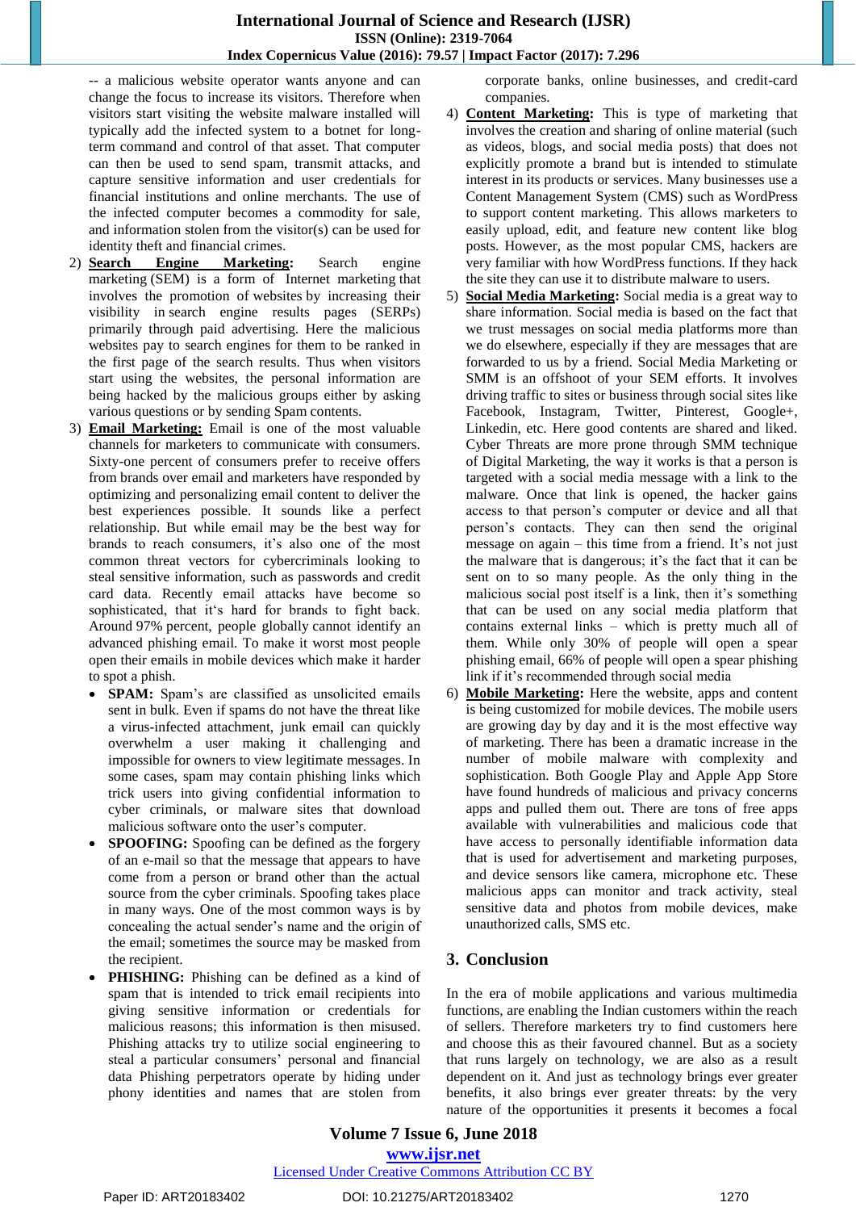-- a malicious website operator wants anyone and can change the focus to increase its visitors. Therefore when visitors start visiting the website malware installed will typically add the infected system to a botnet for long-term command and control of that asset. That computer can then be used to send spam, transmit attacks, and capture sensitive information and user credentials for financial institutions and online merchants. The use of the infected computer becomes a commodity for sale, and information stolen from the visitor(s) can be used for identity theft and financial crimes.

2) **Search Engine Marketing:** Search engine marketing (SEM) is a form of Internet marketing that involves the promotion of websites by increasing their visibility in search engine results pages (SERPs) primarily through paid advertising. Here the malicious websites pay to search engines for them to be ranked in the first page of the search results. Thus when visitors start using the websites, the personal information are being hacked by the malicious groups either by asking various questions or by sending Spam contents.

3) **Email Marketing:** Email is one of the most valuable channels for marketers to communicate with consumers. Sixty-one percent of consumers prefer to receive offers from brands over email and marketers have responded by optimizing and personalizing email content to deliver the best experiences possible. It sounds like a perfect relationship. But while email may be the best way for brands to reach consumers, it's also one of the most common threat vectors for cybercriminals looking to steal sensitive information, such as passwords and credit card data. Recently email attacks have become so sophisticated, that it's hard for brands to fight back. Around 97% percent, people globally cannot identify an advanced phishing email. To make it worst most people open their emails in mobile devices which make it harder to spot a phish.
   - **SPAM:** Spam's are classified as unsolicited emails sent in bulk. Even if spams do not have the threat like a virus-infected attachment, junk email can quickly overwhelm a user making it challenging and impossible for owners to view legitimate messages. In some cases, spam may contain phishing links which trick users into giving confidential information to cyber criminals, or malware sites that download malicious software onto the user's computer.
   - **SPOOFING:** Spoofing can be defined as the forgery of an e-mail so that the message that appears to have come from a person or brand other than the actual source from the cyber criminals. Spoofing takes place in many ways. One of the most common ways is by concealing the actual sender's name and the origin of the email; sometimes the source may be masked from the recipient.
   - **PHISHING:** Phishing can be defined as a kind of spam that is intended to trick email recipients into giving sensitive information or credentials for malicious reasons; this information is then misused. Phishing attacks try to utilize social engineering to steal a particular consumers' personal and financial data Phishing perpetrators operate by hiding under phony identities and names that are stolen from corporate banks, online businesses, and credit-card companies.

4) **Content Marketing:** This is type of marketing that involves the creation and sharing of online material (such as videos, blogs, and social media posts) that does not explicitly promote a brand but is intended to stimulate interest in its products or services. Many businesses use a Content Management System (CMS) such as WordPress to support content marketing. This allows marketers to easily upload, edit, and feature new content like blog posts. However, as the most popular CMS, hackers are very familiar with how WordPress functions. If they hack the site they can use it to distribute malware to users.

5) **Social Media Marketing:** Social media is a great way to share information. Social media is based on the fact that we trust messages on social media platforms more than we do elsewhere, especially if they are messages that are forwarded to us by a friend. Social Media Marketing or SMM is an offshoot of your SEM efforts. It involves driving traffic to sites or business through social sites like Facebook, Instagram, Twitter, Pinterest, Google+, Linkedin, etc. Here good contents are shared and liked. Cyber Threats are more prone through SMM technique of Digital Marketing, the way it works is that a person is targeted with a social media message with a link to the malware. Once that link is opened, the hacker gains access to that person's computer or device and all that person's contacts. They can then send the original message on again – this time from a friend. It's not just the malware that is dangerous; it's the fact that it can be sent on to so many people. As the only thing in the malicious social post itself is a link, then it's something that can be used on any social media platform that contains external links – which is pretty much all of them. While only 30% of people will open a spear phishing email, 66% of people will open a spear phishing link if it's recommended through social media

6) **Mobile Marketing:** Here the website, apps and content is being customized for mobile devices. The mobile users are growing day by day and it is the most effective way of marketing. There has been a dramatic increase in the number of mobile malware with complexity and sophistication. Both Google Play and Apple App Store have found hundreds of malicious and privacy concerns apps and pulled them out. There are tons of free apps available with vulnerabilities and malicious code that have access to personally identifiable information data that is used for advertisement and marketing purposes, and device sensors like camera, microphone etc. These malicious apps can monitor and track activity, steal sensitive data and photos from mobile devices, make unauthorized calls, SMS etc.

## 3. Conclusion

In the era of mobile applications and various multimedia functions, are enabling the Indian customers within the reach of sellers. Therefore marketers try to find customers here and choose this as their favoured channel. But as a society that runs largely on technology, we are also as a result dependent on it. And just as technology brings ever greater benefits, it also brings ever greater threats: by the very nature of the opportunities it presents it becomes a focal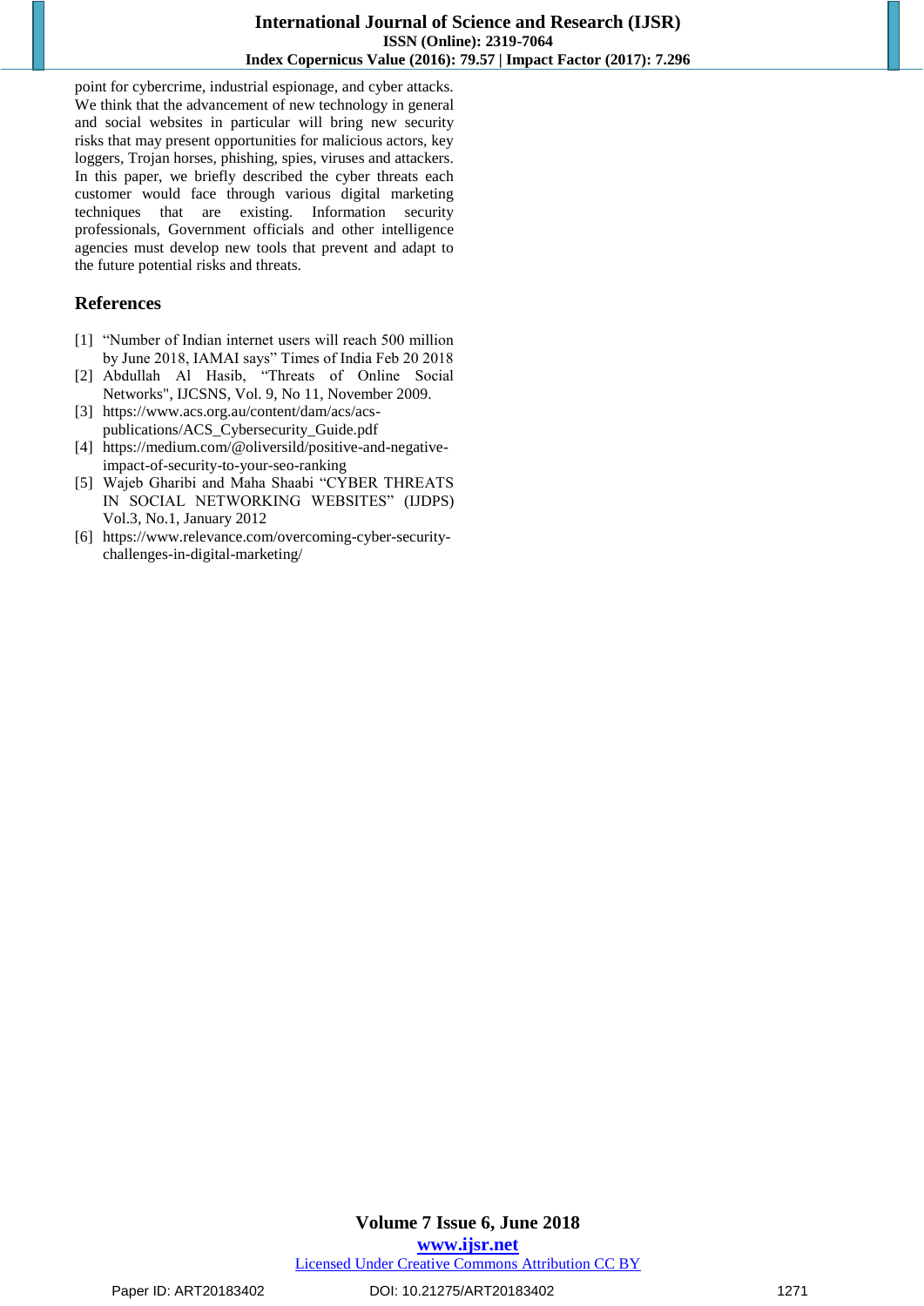point for cybercrime, industrial espionage, and cyber attacks. We think that the advancement of new technology in general and social websites in particular will bring new security risks that may present opportunities for malicious actors, key loggers, Trojan horses, phishing, spies, viruses and attackers. In this paper, we briefly described the cyber threats each customer would face through various digital marketing techniques that are existing. Information security professionals, Government officials and other intelligence agencies must develop new tools that prevent and adapt to the future potential risks and threats.

## References

[1] "Number of Indian internet users will reach 500 million by June 2018, IAMAI says" Times of India Feb 20 2018

[2] Abdullah Al Hasib, "Threats of Online Social Networks", IJCSNS, Vol. 9, No 11, November 2009.

[3] https://www.acs.org.au/content/dam/acs/acs-publications/ACS_Cybersecurity_Guide.pdf

[4] https://medium.com/@oliversild/positive-and-negative-impact-of-security-to-your-seo-ranking

[5] Wajeb Gharibi and Maha Shaabi "CYBER THREATS IN SOCIAL NETWORKING WEBSITES" (IJDPS) Vol.3, No.1, January 2012

[6] https://www.relevance.com/overcoming-cyber-security-challenges-in-digital-marketing/